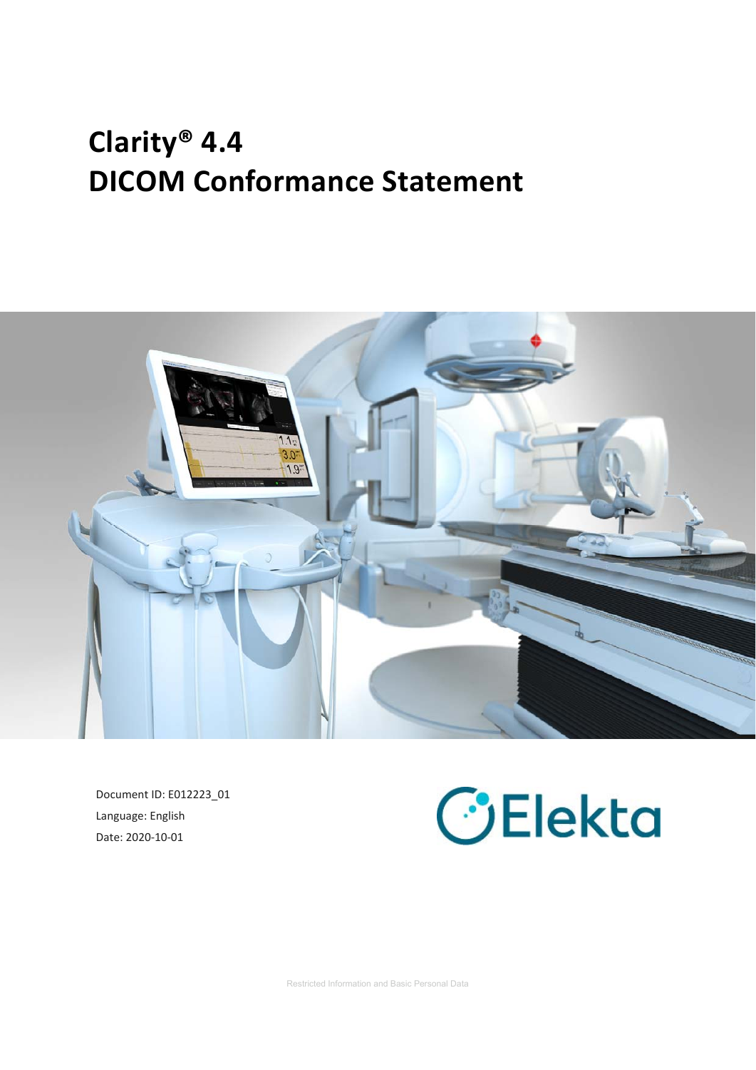# Clarity® 4.4
# DICOM Conformance Statement

Document ID: E012223_01

Language: English

Date: 2020-10-01

Elekta

Restricted Information and Basic Personal Data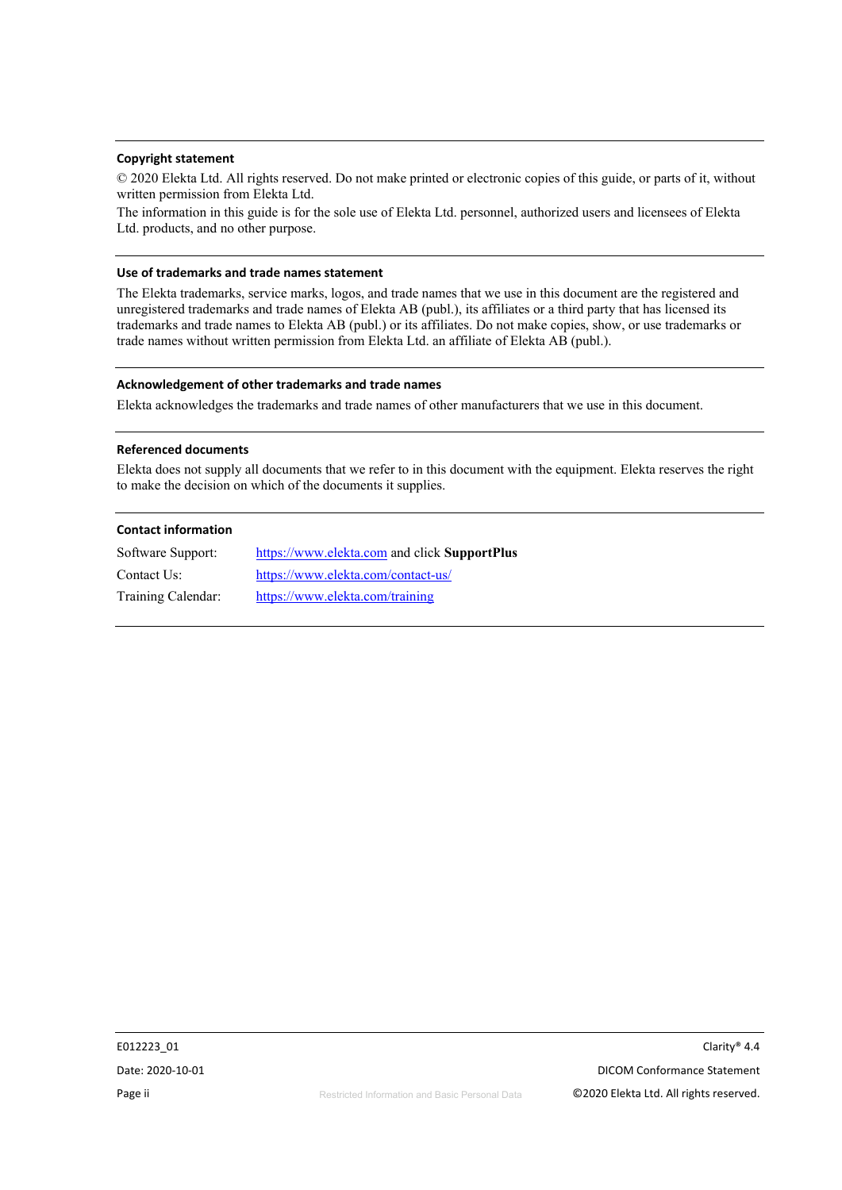**Copyright statement**

© 2020 Elekta Ltd. All rights reserved. Do not make printed or electronic copies of this guide, or parts of it, without written permission from Elekta Ltd.

The information in this guide is for the sole use of Elekta Ltd. personnel, authorized users and licensees of Elekta Ltd. products, and no other purpose.

**Use of trademarks and trade names statement**

The Elekta trademarks, service marks, logos, and trade names that we use in this document are the registered and unregistered trademarks and trade names of Elekta AB (publ.), its affiliates or a third party that has licensed its trademarks and trade names to Elekta AB (publ.) or its affiliates. Do not make copies, show, or use trademarks or trade names without written permission from Elekta Ltd. an affiliate of Elekta AB (publ.).

**Acknowledgement of other trademarks and trade names**

Elekta acknowledges the trademarks and trade names of other manufacturers that we use in this document.

**Referenced documents**

Elekta does not supply all documents that we refer to in this document with the equipment. Elekta reserves the right to make the decision on which of the documents it supplies.

**Contact information**

| | |
|---|---|
| Software Support: | https://www.elekta.com and click **SupportPlus** |
| Contact Us: | https://www.elekta.com/contact-us/ |
| Training Calendar: | https://www.elekta.com/training |